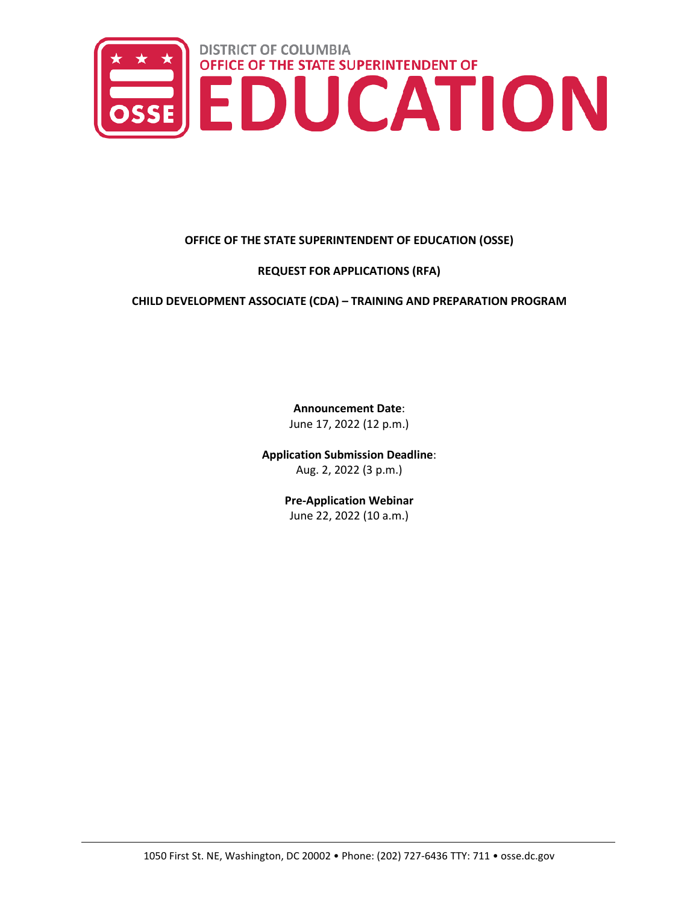DISTRICT OF COLUMBIA
OFFICE OF THE STATE SUPERINTENDENT OF
EDUCATION

**OFFICE OF THE STATE SUPERINTENDENT OF EDUCATION (OSSE)**

**REQUEST FOR APPLICATIONS (RFA)**

**CHILD DEVELOPMENT ASSOCIATE (CDA) – TRAINING AND PREPARATION PROGRAM**

**Announcement Date**:
June 17, 2022 (12 p.m.)

**Application Submission Deadline**:
Aug. 2, 2022 (3 p.m.)

**Pre-Application Webinar**
June 22, 2022 (10 a.m.)

1050 First St. NE, Washington, DC 20002 • Phone: (202) 727-6436 TTY: 711 • osse.dc.gov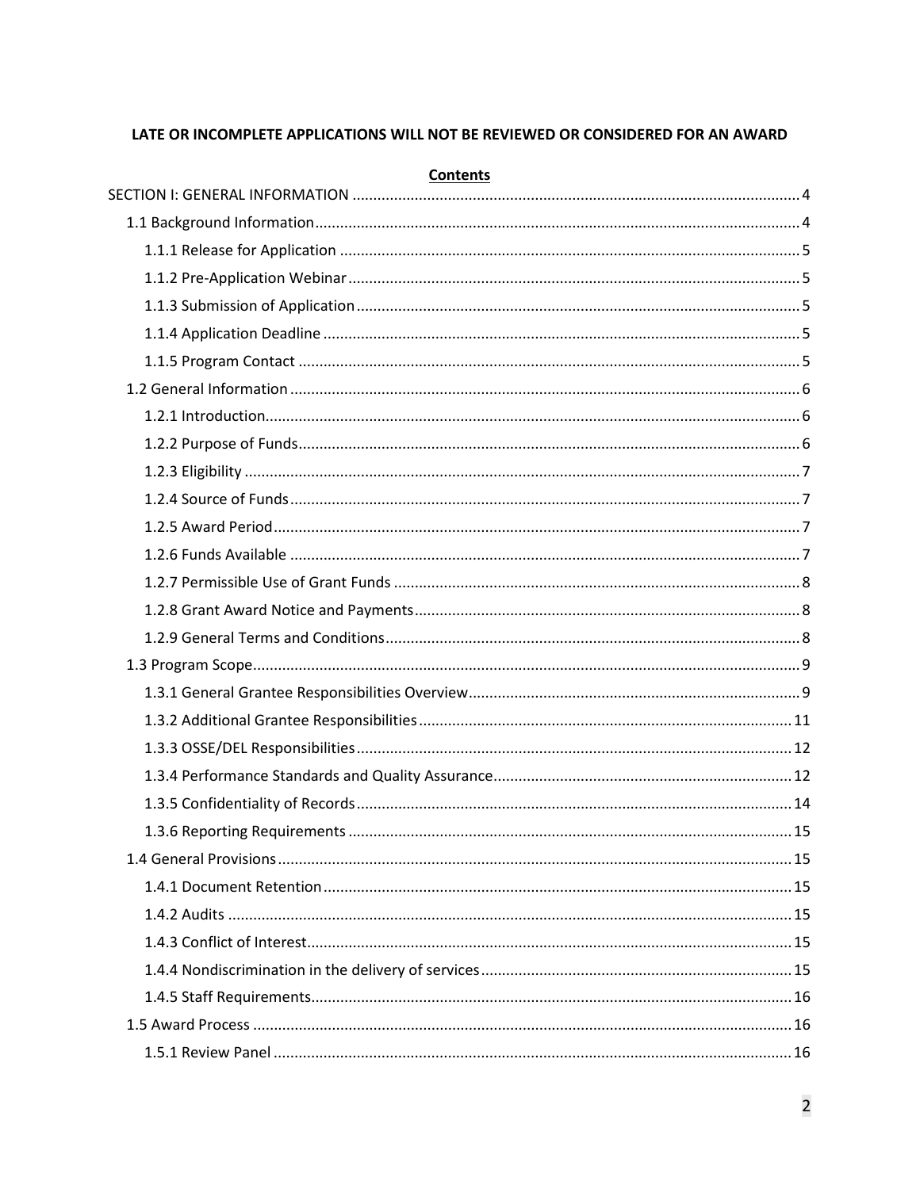**LATE OR INCOMPLETE APPLICATIONS WILL NOT BE REVIEWED OR CONSIDERED FOR AN AWARD**

**Contents**

SECTION I: GENERAL INFORMATION ..... 4

- 1.1 Background Information ..... 4
  - 1.1.1 Release for Application ..... 5
  - 1.1.2 Pre-Application Webinar ..... 5
  - 1.1.3 Submission of Application ..... 5
  - 1.1.4 Application Deadline ..... 5
  - 1.1.5 Program Contact ..... 5
- 1.2 General Information ..... 6
  - 1.2.1 Introduction ..... 6
  - 1.2.2 Purpose of Funds ..... 6
  - 1.2.3 Eligibility ..... 7
  - 1.2.4 Source of Funds ..... 7
  - 1.2.5 Award Period ..... 7
  - 1.2.6 Funds Available ..... 7
  - 1.2.7 Permissible Use of Grant Funds ..... 8
  - 1.2.8 Grant Award Notice and Payments ..... 8
  - 1.2.9 General Terms and Conditions ..... 8
- 1.3 Program Scope ..... 9
  - 1.3.1 General Grantee Responsibilities Overview ..... 9
  - 1.3.2 Additional Grantee Responsibilities ..... 11
  - 1.3.3 OSSE/DEL Responsibilities ..... 12
  - 1.3.4 Performance Standards and Quality Assurance ..... 12
  - 1.3.5 Confidentiality of Records ..... 14
  - 1.3.6 Reporting Requirements ..... 15
- 1.4 General Provisions ..... 15
  - 1.4.1 Document Retention ..... 15
  - 1.4.2 Audits ..... 15
  - 1.4.3 Conflict of Interest ..... 15
  - 1.4.4 Nondiscrimination in the delivery of services ..... 15
  - 1.4.5 Staff Requirements ..... 16
- 1.5 Award Process ..... 16
  - 1.5.1 Review Panel ..... 16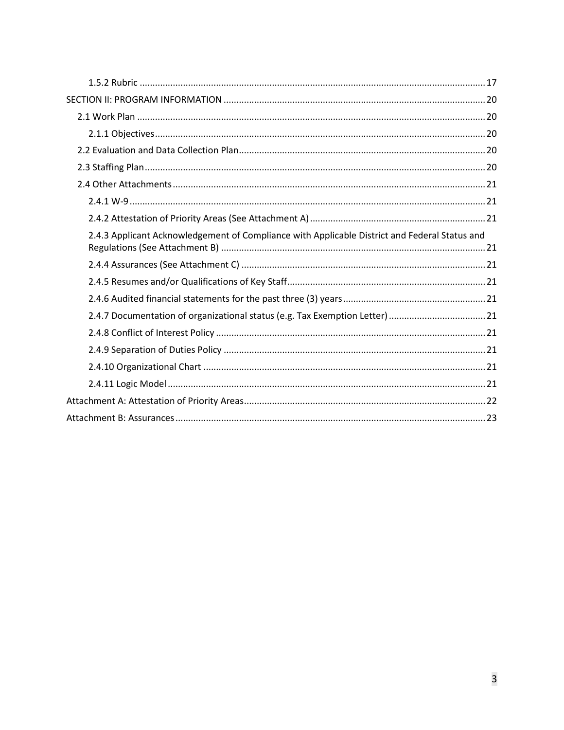- 1.5.2 Rubric ........ 17
- SECTION II: PROGRAM INFORMATION ........ 20
  - 2.1 Work Plan ........ 20
    - 2.1.1 Objectives ........ 20
  - 2.2 Evaluation and Data Collection Plan ........ 20
  - 2.3 Staffing Plan ........ 20
  - 2.4 Other Attachments ........ 21
    - 2.4.1 W-9 ........ 21
    - 2.4.2 Attestation of Priority Areas (See Attachment A) ........ 21
    - 2.4.3 Applicant Acknowledgement of Compliance with Applicable District and Federal Status and Regulations (See Attachment B) ........ 21
    - 2.4.4 Assurances (See Attachment C) ........ 21
    - 2.4.5 Resumes and/or Qualifications of Key Staff ........ 21
    - 2.4.6 Audited financial statements for the past three (3) years ........ 21
    - 2.4.7 Documentation of organizational status (e.g. Tax Exemption Letter) ........ 21
    - 2.4.8 Conflict of Interest Policy ........ 21
    - 2.4.9 Separation of Duties Policy ........ 21
    - 2.4.10 Organizational Chart ........ 21
    - 2.4.11 Logic Model ........ 21
- Attachment A: Attestation of Priority Areas ........ 22
- Attachment B: Assurances ........ 23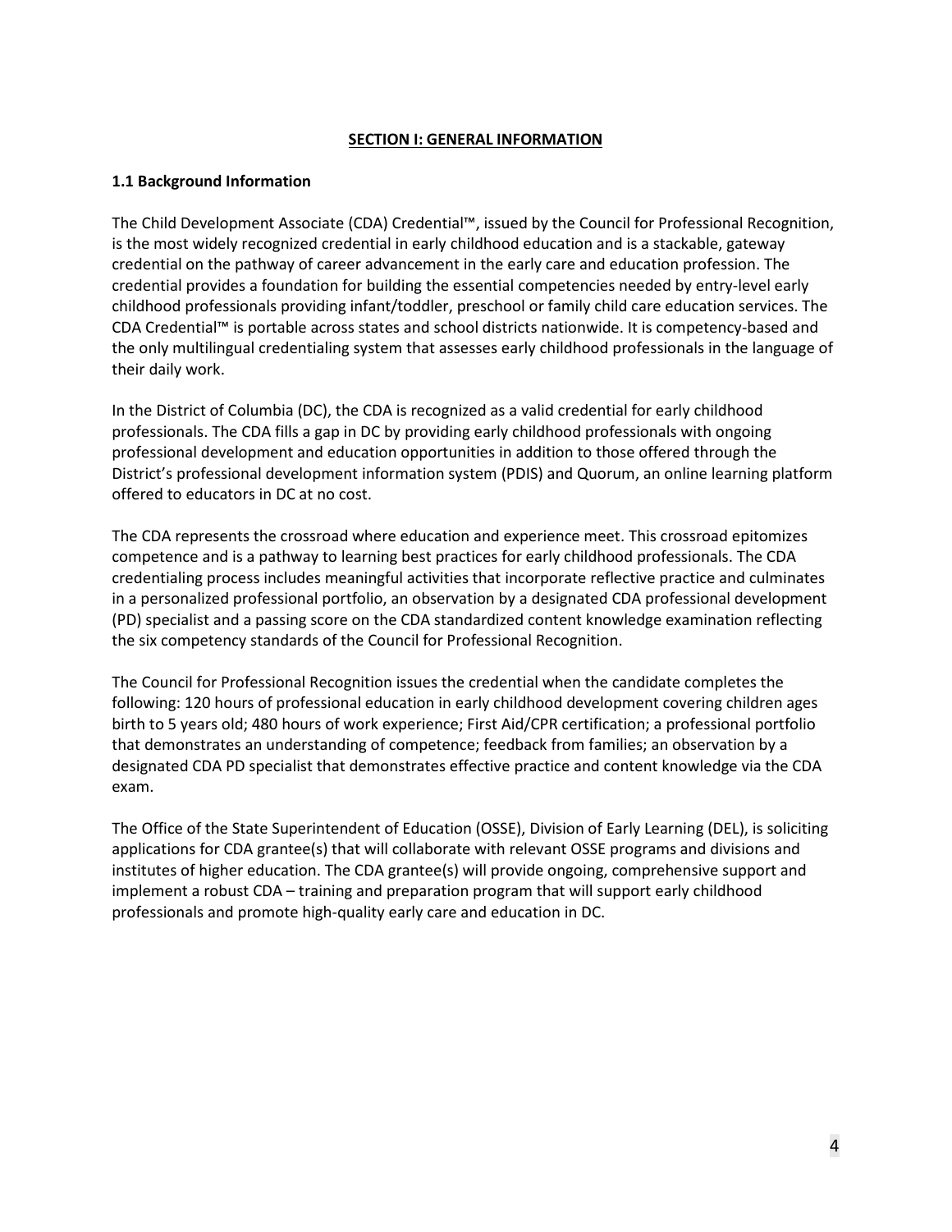## SECTION I: GENERAL INFORMATION

### 1.1 Background Information

The Child Development Associate (CDA) Credential™, issued by the Council for Professional Recognition, is the most widely recognized credential in early childhood education and is a stackable, gateway credential on the pathway of career advancement in the early care and education profession. The credential provides a foundation for building the essential competencies needed by entry-level early childhood professionals providing infant/toddler, preschool or family child care education services. The CDA Credential™ is portable across states and school districts nationwide. It is competency-based and the only multilingual credentialing system that assesses early childhood professionals in the language of their daily work.

In the District of Columbia (DC), the CDA is recognized as a valid credential for early childhood professionals. The CDA fills a gap in DC by providing early childhood professionals with ongoing professional development and education opportunities in addition to those offered through the District's professional development information system (PDIS) and Quorum, an online learning platform offered to educators in DC at no cost.

The CDA represents the crossroad where education and experience meet. This crossroad epitomizes competence and is a pathway to learning best practices for early childhood professionals. The CDA credentialing process includes meaningful activities that incorporate reflective practice and culminates in a personalized professional portfolio, an observation by a designated CDA professional development (PD) specialist and a passing score on the CDA standardized content knowledge examination reflecting the six competency standards of the Council for Professional Recognition.

The Council for Professional Recognition issues the credential when the candidate completes the following: 120 hours of professional education in early childhood development covering children ages birth to 5 years old; 480 hours of work experience; First Aid/CPR certification; a professional portfolio that demonstrates an understanding of competence; feedback from families; an observation by a designated CDA PD specialist that demonstrates effective practice and content knowledge via the CDA exam.

The Office of the State Superintendent of Education (OSSE), Division of Early Learning (DEL), is soliciting applications for CDA grantee(s) that will collaborate with relevant OSSE programs and divisions and institutes of higher education. The CDA grantee(s) will provide ongoing, comprehensive support and implement a robust CDA – training and preparation program that will support early childhood professionals and promote high-quality early care and education in DC.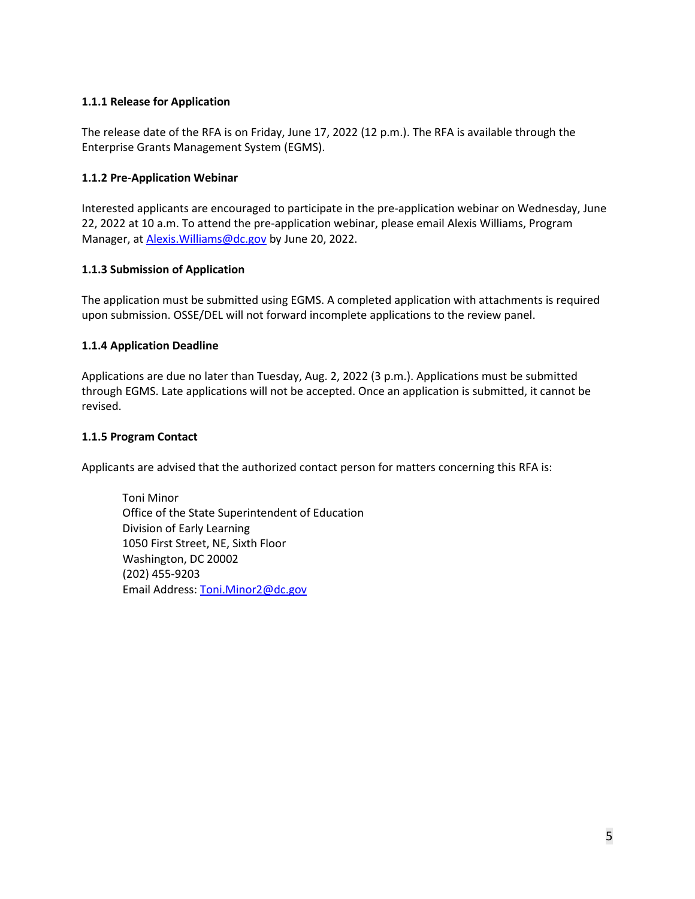#### 1.1.1 Release for Application

The release date of the RFA is on Friday, June 17, 2022 (12 p.m.). The RFA is available through the Enterprise Grants Management System (EGMS).

#### 1.1.2 Pre-Application Webinar

Interested applicants are encouraged to participate in the pre-application webinar on Wednesday, June 22, 2022 at 10 a.m. To attend the pre-application webinar, please email Alexis Williams, Program Manager, at Alexis.Williams@dc.gov by June 20, 2022.

#### 1.1.3 Submission of Application

The application must be submitted using EGMS. A completed application with attachments is required upon submission. OSSE/DEL will not forward incomplete applications to the review panel.

#### 1.1.4 Application Deadline

Applications are due no later than Tuesday, Aug. 2, 2022 (3 p.m.). Applications must be submitted through EGMS. Late applications will not be accepted. Once an application is submitted, it cannot be revised.

#### 1.1.5 Program Contact

Applicants are advised that the authorized contact person for matters concerning this RFA is:

Toni Minor
Office of the State Superintendent of Education
Division of Early Learning
1050 First Street, NE, Sixth Floor
Washington, DC 20002
(202) 455-9203
Email Address: Toni.Minor2@dc.gov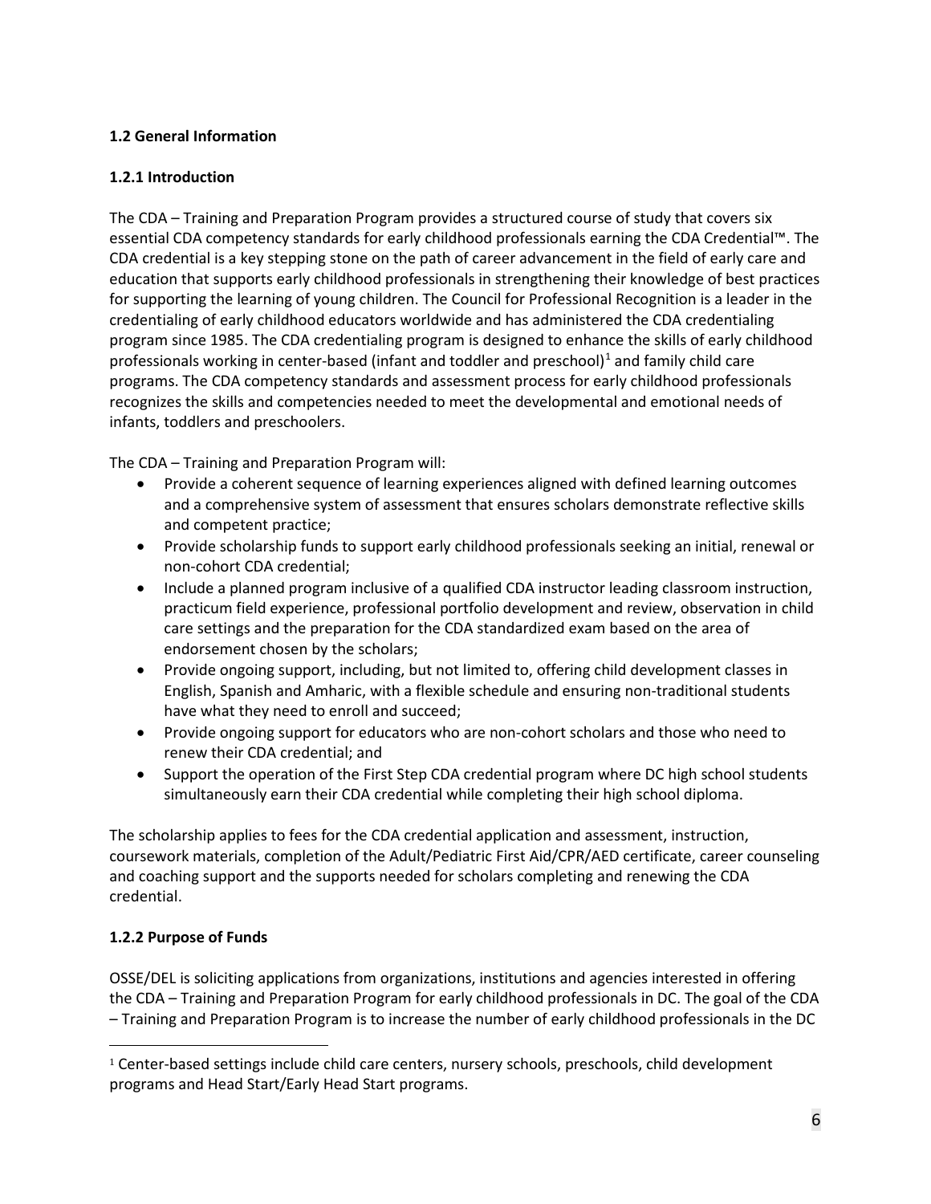**1.2 General Information**

**1.2.1 Introduction**

The CDA – Training and Preparation Program provides a structured course of study that covers six essential CDA competency standards for early childhood professionals earning the CDA Credential™. The CDA credential is a key stepping stone on the path of career advancement in the field of early care and education that supports early childhood professionals in strengthening their knowledge of best practices for supporting the learning of young children. The Council for Professional Recognition is a leader in the credentialing of early childhood educators worldwide and has administered the CDA credentialing program since 1985. The CDA credentialing program is designed to enhance the skills of early childhood professionals working in center-based (infant and toddler and preschool)[1] and family child care programs. The CDA competency standards and assessment process for early childhood professionals recognizes the skills and competencies needed to meet the developmental and emotional needs of infants, toddlers and preschoolers.

The CDA – Training and Preparation Program will:

- Provide a coherent sequence of learning experiences aligned with defined learning outcomes and a comprehensive system of assessment that ensures scholars demonstrate reflective skills and competent practice;
- Provide scholarship funds to support early childhood professionals seeking an initial, renewal or non-cohort CDA credential;
- Include a planned program inclusive of a qualified CDA instructor leading classroom instruction, practicum field experience, professional portfolio development and review, observation in child care settings and the preparation for the CDA standardized exam based on the area of endorsement chosen by the scholars;
- Provide ongoing support, including, but not limited to, offering child development classes in English, Spanish and Amharic, with a flexible schedule and ensuring non-traditional students have what they need to enroll and succeed;
- Provide ongoing support for educators who are non-cohort scholars and those who need to renew their CDA credential; and
- Support the operation of the First Step CDA credential program where DC high school students simultaneously earn their CDA credential while completing their high school diploma.

The scholarship applies to fees for the CDA credential application and assessment, instruction, coursework materials, completion of the Adult/Pediatric First Aid/CPR/AED certificate, career counseling and coaching support and the supports needed for scholars completing and renewing the CDA credential.

**1.2.2 Purpose of Funds**

OSSE/DEL is soliciting applications from organizations, institutions and agencies interested in offering the CDA – Training and Preparation Program for early childhood professionals in DC. The goal of the CDA – Training and Preparation Program is to increase the number of early childhood professionals in the DC

[1] Center-based settings include child care centers, nursery schools, preschools, child development programs and Head Start/Early Head Start programs.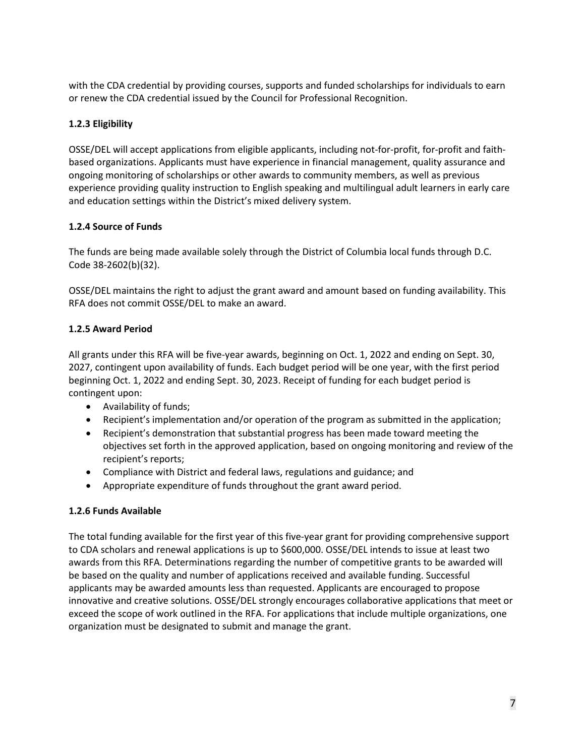with the CDA credential by providing courses, supports and funded scholarships for individuals to earn or renew the CDA credential issued by the Council for Professional Recognition.

### 1.2.3 Eligibility

OSSE/DEL will accept applications from eligible applicants, including not-for-profit, for-profit and faith-based organizations. Applicants must have experience in financial management, quality assurance and ongoing monitoring of scholarships or other awards to community members, as well as previous experience providing quality instruction to English speaking and multilingual adult learners in early care and education settings within the District's mixed delivery system.

### 1.2.4 Source of Funds

The funds are being made available solely through the District of Columbia local funds through D.C. Code 38-2602(b)(32).

OSSE/DEL maintains the right to adjust the grant award and amount based on funding availability. This RFA does not commit OSSE/DEL to make an award.

### 1.2.5 Award Period

All grants under this RFA will be five-year awards, beginning on Oct. 1, 2022 and ending on Sept. 30, 2027, contingent upon availability of funds. Each budget period will be one year, with the first period beginning Oct. 1, 2022 and ending Sept. 30, 2023. Receipt of funding for each budget period is contingent upon:

- Availability of funds;
- Recipient's implementation and/or operation of the program as submitted in the application;
- Recipient's demonstration that substantial progress has been made toward meeting the objectives set forth in the approved application, based on ongoing monitoring and review of the recipient's reports;
- Compliance with District and federal laws, regulations and guidance; and
- Appropriate expenditure of funds throughout the grant award period.

### 1.2.6 Funds Available

The total funding available for the first year of this five-year grant for providing comprehensive support to CDA scholars and renewal applications is up to $600,000. OSSE/DEL intends to issue at least two awards from this RFA. Determinations regarding the number of competitive grants to be awarded will be based on the quality and number of applications received and available funding. Successful applicants may be awarded amounts less than requested. Applicants are encouraged to propose innovative and creative solutions. OSSE/DEL strongly encourages collaborative applications that meet or exceed the scope of work outlined in the RFA. For applications that include multiple organizations, one organization must be designated to submit and manage the grant.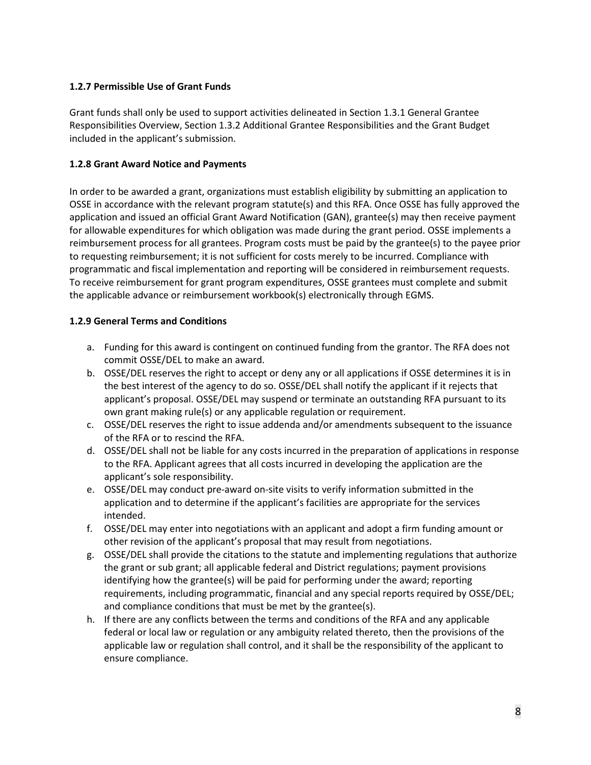**1.2.7 Permissible Use of Grant Funds**

Grant funds shall only be used to support activities delineated in Section 1.3.1 General Grantee Responsibilities Overview, Section 1.3.2 Additional Grantee Responsibilities and the Grant Budget included in the applicant's submission.

**1.2.8 Grant Award Notice and Payments**

In order to be awarded a grant, organizations must establish eligibility by submitting an application to OSSE in accordance with the relevant program statute(s) and this RFA. Once OSSE has fully approved the application and issued an official Grant Award Notification (GAN), grantee(s) may then receive payment for allowable expenditures for which obligation was made during the grant period. OSSE implements a reimbursement process for all grantees. Program costs must be paid by the grantee(s) to the payee prior to requesting reimbursement; it is not sufficient for costs merely to be incurred. Compliance with programmatic and fiscal implementation and reporting will be considered in reimbursement requests. To receive reimbursement for grant program expenditures, OSSE grantees must complete and submit the applicable advance or reimbursement workbook(s) electronically through EGMS.

**1.2.9 General Terms and Conditions**

a. Funding for this award is contingent on continued funding from the grantor. The RFA does not commit OSSE/DEL to make an award.
b. OSSE/DEL reserves the right to accept or deny any or all applications if OSSE determines it is in the best interest of the agency to do so. OSSE/DEL shall notify the applicant if it rejects that applicant's proposal. OSSE/DEL may suspend or terminate an outstanding RFA pursuant to its own grant making rule(s) or any applicable regulation or requirement.
c. OSSE/DEL reserves the right to issue addenda and/or amendments subsequent to the issuance of the RFA or to rescind the RFA.
d. OSSE/DEL shall not be liable for any costs incurred in the preparation of applications in response to the RFA. Applicant agrees that all costs incurred in developing the application are the applicant's sole responsibility.
e. OSSE/DEL may conduct pre-award on-site visits to verify information submitted in the application and to determine if the applicant's facilities are appropriate for the services intended.
f. OSSE/DEL may enter into negotiations with an applicant and adopt a firm funding amount or other revision of the applicant's proposal that may result from negotiations.
g. OSSE/DEL shall provide the citations to the statute and implementing regulations that authorize the grant or sub grant; all applicable federal and District regulations; payment provisions identifying how the grantee(s) will be paid for performing under the award; reporting requirements, including programmatic, financial and any special reports required by OSSE/DEL; and compliance conditions that must be met by the grantee(s).
h. If there are any conflicts between the terms and conditions of the RFA and any applicable federal or local law or regulation or any ambiguity related thereto, then the provisions of the applicable law or regulation shall control, and it shall be the responsibility of the applicant to ensure compliance.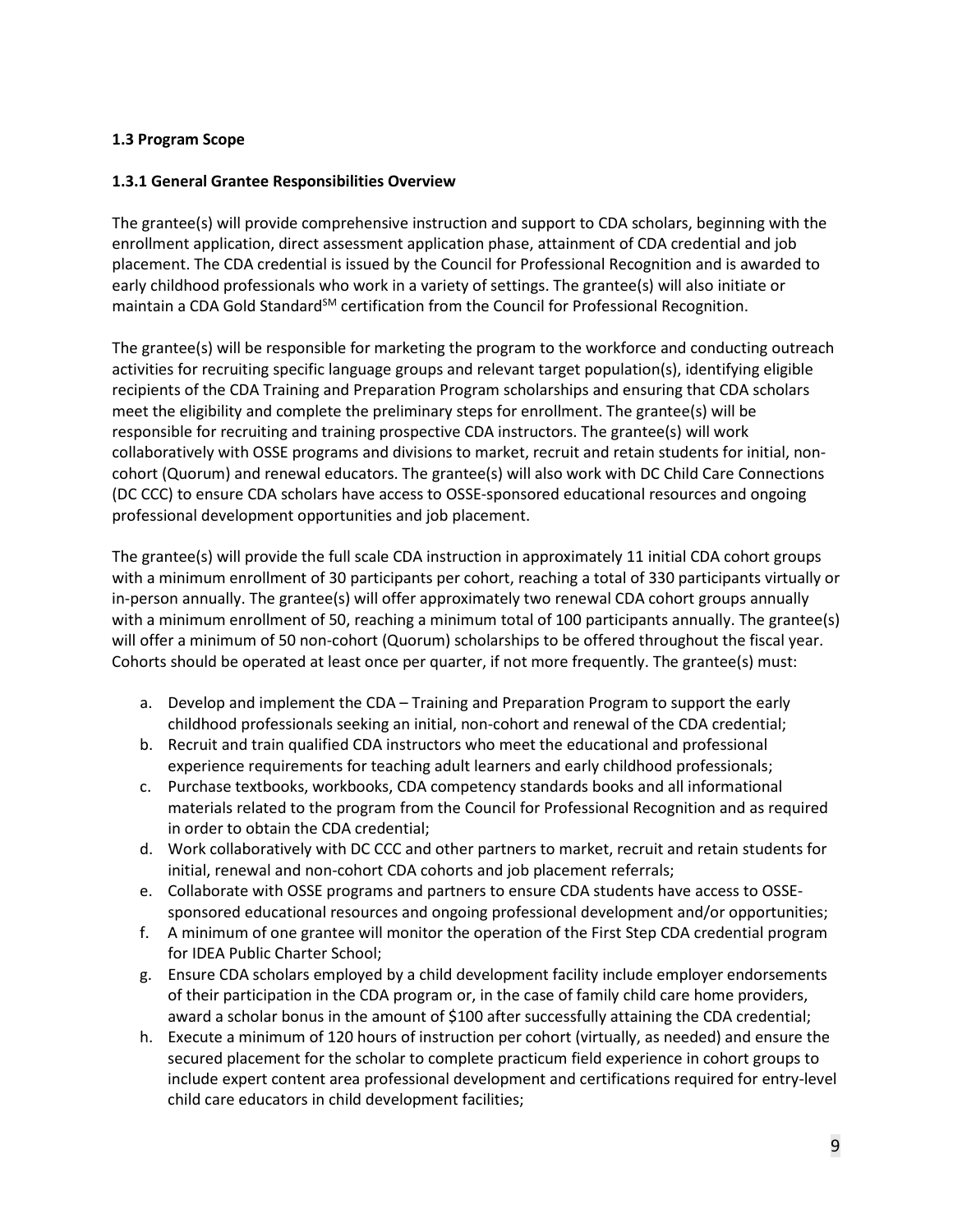**1.3 Program Scope**

**1.3.1 General Grantee Responsibilities Overview**

The grantee(s) will provide comprehensive instruction and support to CDA scholars, beginning with the enrollment application, direct assessment application phase, attainment of CDA credential and job placement. The CDA credential is issued by the Council for Professional Recognition and is awarded to early childhood professionals who work in a variety of settings. The grantee(s) will also initiate or maintain a CDA Gold Standard℠ certification from the Council for Professional Recognition.

The grantee(s) will be responsible for marketing the program to the workforce and conducting outreach activities for recruiting specific language groups and relevant target population(s), identifying eligible recipients of the CDA Training and Preparation Program scholarships and ensuring that CDA scholars meet the eligibility and complete the preliminary steps for enrollment. The grantee(s) will be responsible for recruiting and training prospective CDA instructors. The grantee(s) will work collaboratively with OSSE programs and divisions to market, recruit and retain students for initial, non-cohort (Quorum) and renewal educators. The grantee(s) will also work with DC Child Care Connections (DC CCC) to ensure CDA scholars have access to OSSE-sponsored educational resources and ongoing professional development opportunities and job placement.

The grantee(s) will provide the full scale CDA instruction in approximately 11 initial CDA cohort groups with a minimum enrollment of 30 participants per cohort, reaching a total of 330 participants virtually or in-person annually. The grantee(s) will offer approximately two renewal CDA cohort groups annually with a minimum enrollment of 50, reaching a minimum total of 100 participants annually. The grantee(s) will offer a minimum of 50 non-cohort (Quorum) scholarships to be offered throughout the fiscal year. Cohorts should be operated at least once per quarter, if not more frequently. The grantee(s) must:

a. Develop and implement the CDA – Training and Preparation Program to support the early childhood professionals seeking an initial, non-cohort and renewal of the CDA credential;
b. Recruit and train qualified CDA instructors who meet the educational and professional experience requirements for teaching adult learners and early childhood professionals;
c. Purchase textbooks, workbooks, CDA competency standards books and all informational materials related to the program from the Council for Professional Recognition and as required in order to obtain the CDA credential;
d. Work collaboratively with DC CCC and other partners to market, recruit and retain students for initial, renewal and non-cohort CDA cohorts and job placement referrals;
e. Collaborate with OSSE programs and partners to ensure CDA students have access to OSSE-sponsored educational resources and ongoing professional development and/or opportunities;
f. A minimum of one grantee will monitor the operation of the First Step CDA credential program for IDEA Public Charter School;
g. Ensure CDA scholars employed by a child development facility include employer endorsements of their participation in the CDA program or, in the case of family child care home providers, award a scholar bonus in the amount of $100 after successfully attaining the CDA credential;
h. Execute a minimum of 120 hours of instruction per cohort (virtually, as needed) and ensure the secured placement for the scholar to complete practicum field experience in cohort groups to include expert content area professional development and certifications required for entry-level child care educators in child development facilities;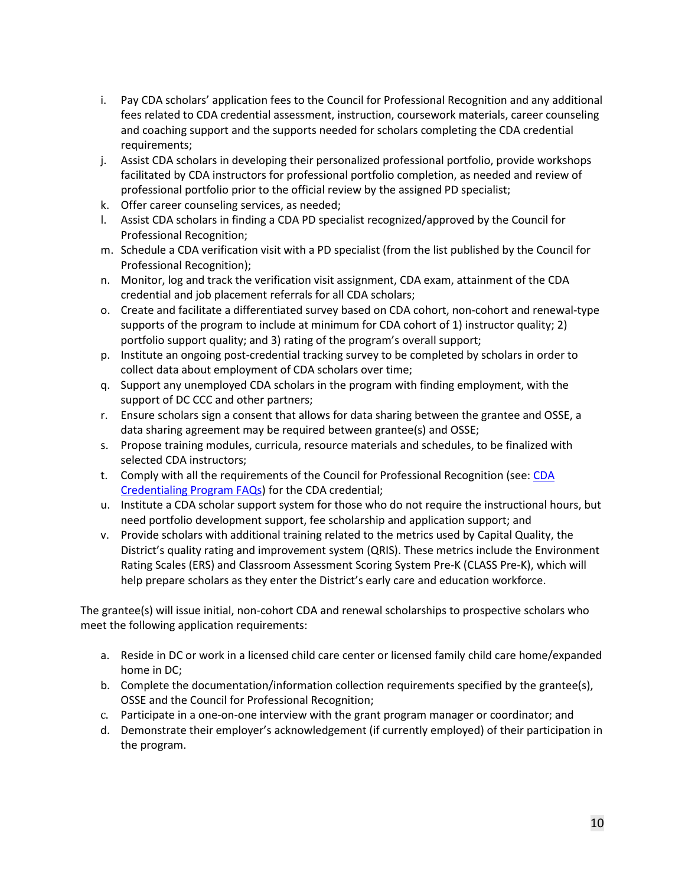i. Pay CDA scholars' application fees to the Council for Professional Recognition and any additional fees related to CDA credential assessment, instruction, coursework materials, career counseling and coaching support and the supports needed for scholars completing the CDA credential requirements;
j. Assist CDA scholars in developing their personalized professional portfolio, provide workshops facilitated by CDA instructors for professional portfolio completion, as needed and review of professional portfolio prior to the official review by the assigned PD specialist;
k. Offer career counseling services, as needed;
l. Assist CDA scholars in finding a CDA PD specialist recognized/approved by the Council for Professional Recognition;
m. Schedule a CDA verification visit with a PD specialist (from the list published by the Council for Professional Recognition);
n. Monitor, log and track the verification visit assignment, CDA exam, attainment of the CDA credential and job placement referrals for all CDA scholars;
o. Create and facilitate a differentiated survey based on CDA cohort, non-cohort and renewal-type supports of the program to include at minimum for CDA cohort of 1) instructor quality; 2) portfolio support quality; and 3) rating of the program's overall support;
p. Institute an ongoing post-credential tracking survey to be completed by scholars in order to collect data about employment of CDA scholars over time;
q. Support any unemployed CDA scholars in the program with finding employment, with the support of DC CCC and other partners;
r. Ensure scholars sign a consent that allows for data sharing between the grantee and OSSE, a data sharing agreement may be required between grantee(s) and OSSE;
s. Propose training modules, curricula, resource materials and schedules, to be finalized with selected CDA instructors;
t. Comply with all the requirements of the Council for Professional Recognition (see: [CDA Credentialing Program FAQs]) for the CDA credential;
u. Institute a CDA scholar support system for those who do not require the instructional hours, but need portfolio development support, fee scholarship and application support; and
v. Provide scholars with additional training related to the metrics used by Capital Quality, the District's quality rating and improvement system (QRIS). These metrics include the Environment Rating Scales (ERS) and Classroom Assessment Scoring System Pre-K (CLASS Pre-K), which will help prepare scholars as they enter the District's early care and education workforce.

The grantee(s) will issue initial, non-cohort CDA and renewal scholarships to prospective scholars who meet the following application requirements:

a. Reside in DC or work in a licensed child care center or licensed family child care home/expanded home in DC;
b. Complete the documentation/information collection requirements specified by the grantee(s), OSSE and the Council for Professional Recognition;
c. Participate in a one-on-one interview with the grant program manager or coordinator; and
d. Demonstrate their employer's acknowledgement (if currently employed) of their participation in the program.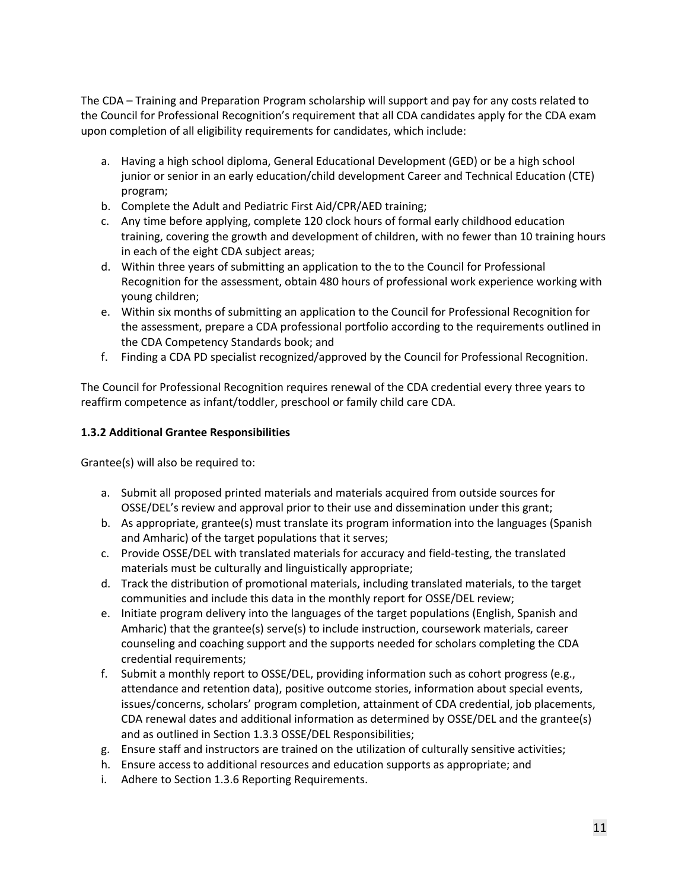The CDA – Training and Preparation Program scholarship will support and pay for any costs related to the Council for Professional Recognition's requirement that all CDA candidates apply for the CDA exam upon completion of all eligibility requirements for candidates, which include:

a. Having a high school diploma, General Educational Development (GED) or be a high school junior or senior in an early education/child development Career and Technical Education (CTE) program;
b. Complete the Adult and Pediatric First Aid/CPR/AED training;
c. Any time before applying, complete 120 clock hours of formal early childhood education training, covering the growth and development of children, with no fewer than 10 training hours in each of the eight CDA subject areas;
d. Within three years of submitting an application to the to the Council for Professional Recognition for the assessment, obtain 480 hours of professional work experience working with young children;
e. Within six months of submitting an application to the Council for Professional Recognition for the assessment, prepare a CDA professional portfolio according to the requirements outlined in the CDA Competency Standards book; and
f. Finding a CDA PD specialist recognized/approved by the Council for Professional Recognition.

The Council for Professional Recognition requires renewal of the CDA credential every three years to reaffirm competence as infant/toddler, preschool or family child care CDA.

### 1.3.2 Additional Grantee Responsibilities

Grantee(s) will also be required to:

a. Submit all proposed printed materials and materials acquired from outside sources for OSSE/DEL's review and approval prior to their use and dissemination under this grant;
b. As appropriate, grantee(s) must translate its program information into the languages (Spanish and Amharic) of the target populations that it serves;
c. Provide OSSE/DEL with translated materials for accuracy and field-testing, the translated materials must be culturally and linguistically appropriate;
d. Track the distribution of promotional materials, including translated materials, to the target communities and include this data in the monthly report for OSSE/DEL review;
e. Initiate program delivery into the languages of the target populations (English, Spanish and Amharic) that the grantee(s) serve(s) to include instruction, coursework materials, career counseling and coaching support and the supports needed for scholars completing the CDA credential requirements;
f. Submit a monthly report to OSSE/DEL, providing information such as cohort progress (e.g., attendance and retention data), positive outcome stories, information about special events, issues/concerns, scholars' program completion, attainment of CDA credential, job placements, CDA renewal dates and additional information as determined by OSSE/DEL and the grantee(s) and as outlined in Section 1.3.3 OSSE/DEL Responsibilities;
g. Ensure staff and instructors are trained on the utilization of culturally sensitive activities;
h. Ensure access to additional resources and education supports as appropriate; and
i. Adhere to Section 1.3.6 Reporting Requirements.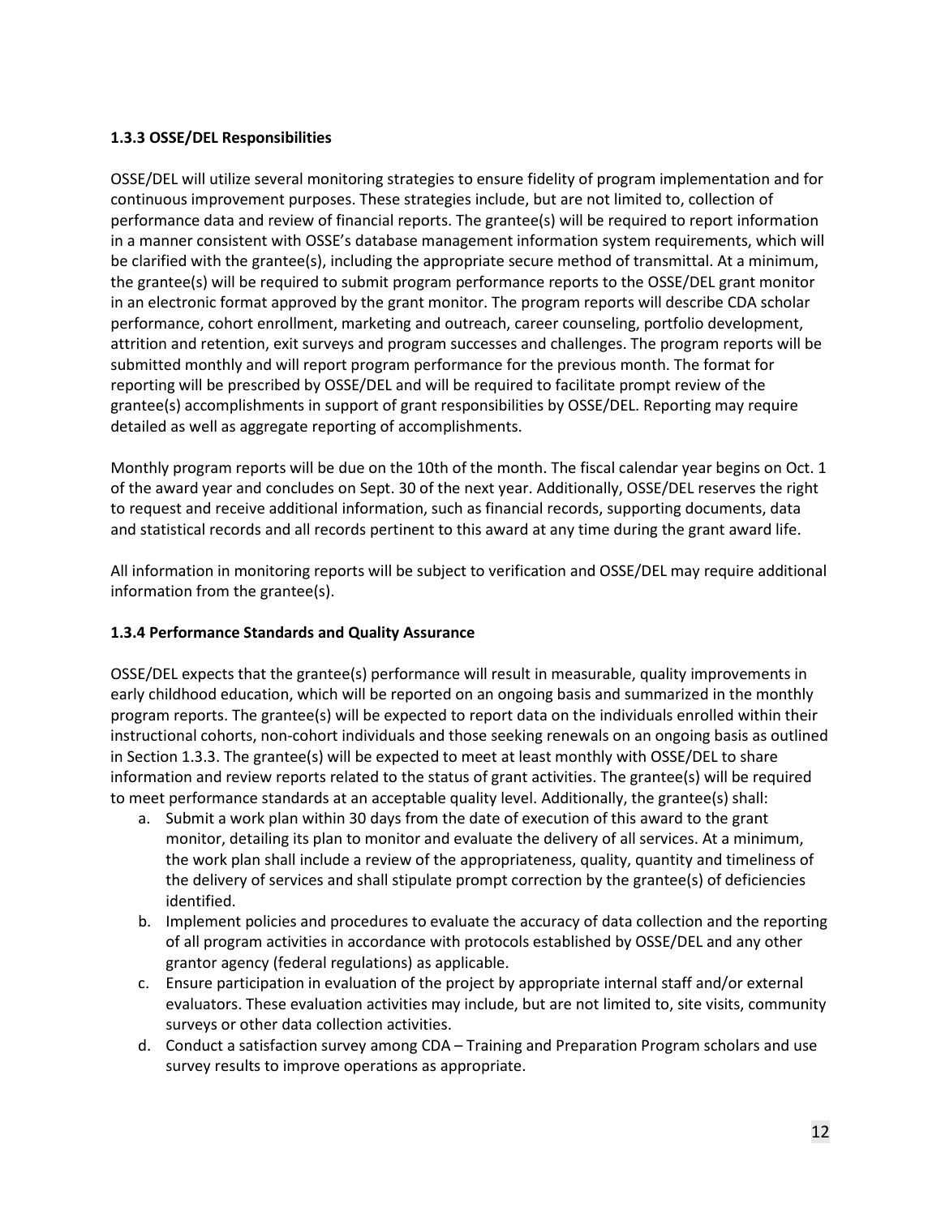### 1.3.3 OSSE/DEL Responsibilities

OSSE/DEL will utilize several monitoring strategies to ensure fidelity of program implementation and for continuous improvement purposes. These strategies include, but are not limited to, collection of performance data and review of financial reports. The grantee(s) will be required to report information in a manner consistent with OSSE's database management information system requirements, which will be clarified with the grantee(s), including the appropriate secure method of transmittal. At a minimum, the grantee(s) will be required to submit program performance reports to the OSSE/DEL grant monitor in an electronic format approved by the grant monitor. The program reports will describe CDA scholar performance, cohort enrollment, marketing and outreach, career counseling, portfolio development, attrition and retention, exit surveys and program successes and challenges. The program reports will be submitted monthly and will report program performance for the previous month. The format for reporting will be prescribed by OSSE/DEL and will be required to facilitate prompt review of the grantee(s) accomplishments in support of grant responsibilities by OSSE/DEL. Reporting may require detailed as well as aggregate reporting of accomplishments.

Monthly program reports will be due on the 10th of the month. The fiscal calendar year begins on Oct. 1 of the award year and concludes on Sept. 30 of the next year. Additionally, OSSE/DEL reserves the right to request and receive additional information, such as financial records, supporting documents, data and statistical records and all records pertinent to this award at any time during the grant award life.

All information in monitoring reports will be subject to verification and OSSE/DEL may require additional information from the grantee(s).

### 1.3.4 Performance Standards and Quality Assurance

OSSE/DEL expects that the grantee(s) performance will result in measurable, quality improvements in early childhood education, which will be reported on an ongoing basis and summarized in the monthly program reports. The grantee(s) will be expected to report data on the individuals enrolled within their instructional cohorts, non-cohort individuals and those seeking renewals on an ongoing basis as outlined in Section 1.3.3. The grantee(s) will be expected to meet at least monthly with OSSE/DEL to share information and review reports related to the status of grant activities. The grantee(s) will be required to meet performance standards at an acceptable quality level. Additionally, the grantee(s) shall:

a. Submit a work plan within 30 days from the date of execution of this award to the grant monitor, detailing its plan to monitor and evaluate the delivery of all services. At a minimum, the work plan shall include a review of the appropriateness, quality, quantity and timeliness of the delivery of services and shall stipulate prompt correction by the grantee(s) of deficiencies identified.
b. Implement policies and procedures to evaluate the accuracy of data collection and the reporting of all program activities in accordance with protocols established by OSSE/DEL and any other grantor agency (federal regulations) as applicable.
c. Ensure participation in evaluation of the project by appropriate internal staff and/or external evaluators. These evaluation activities may include, but are not limited to, site visits, community surveys or other data collection activities.
d. Conduct a satisfaction survey among CDA – Training and Preparation Program scholars and use survey results to improve operations as appropriate.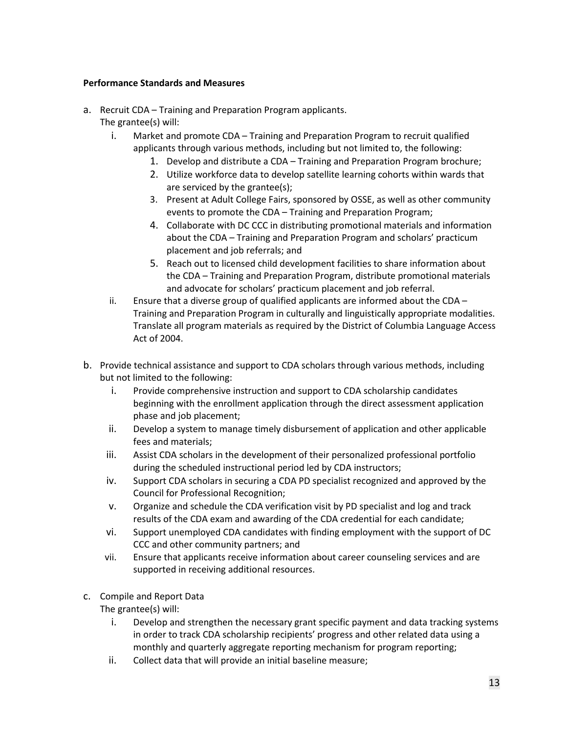**Performance Standards and Measures**

a. Recruit CDA – Training and Preparation Program applicants.
   The grantee(s) will:
   i. Market and promote CDA – Training and Preparation Program to recruit qualified applicants through various methods, including but not limited to, the following:
      1. Develop and distribute a CDA – Training and Preparation Program brochure;
      2. Utilize workforce data to develop satellite learning cohorts within wards that are serviced by the grantee(s);
      3. Present at Adult College Fairs, sponsored by OSSE, as well as other community events to promote the CDA – Training and Preparation Program;
      4. Collaborate with DC CCC in distributing promotional materials and information about the CDA – Training and Preparation Program and scholars' practicum placement and job referrals; and
      5. Reach out to licensed child development facilities to share information about the CDA – Training and Preparation Program, distribute promotional materials and advocate for scholars' practicum placement and job referral.
   ii. Ensure that a diverse group of qualified applicants are informed about the CDA – Training and Preparation Program in culturally and linguistically appropriate modalities. Translate all program materials as required by the District of Columbia Language Access Act of 2004.

b. Provide technical assistance and support to CDA scholars through various methods, including but not limited to the following:
   i. Provide comprehensive instruction and support to CDA scholarship candidates beginning with the enrollment application through the direct assessment application phase and job placement;
   ii. Develop a system to manage timely disbursement of application and other applicable fees and materials;
   iii. Assist CDA scholars in the development of their personalized professional portfolio during the scheduled instructional period led by CDA instructors;
   iv. Support CDA scholars in securing a CDA PD specialist recognized and approved by the Council for Professional Recognition;
   v. Organize and schedule the CDA verification visit by PD specialist and log and track results of the CDA exam and awarding of the CDA credential for each candidate;
   vi. Support unemployed CDA candidates with finding employment with the support of DC CCC and other community partners; and
   vii. Ensure that applicants receive information about career counseling services and are supported in receiving additional resources.

c. Compile and Report Data
   The grantee(s) will:
   i. Develop and strengthen the necessary grant specific payment and data tracking systems in order to track CDA scholarship recipients' progress and other related data using a monthly and quarterly aggregate reporting mechanism for program reporting;
   ii. Collect data that will provide an initial baseline measure;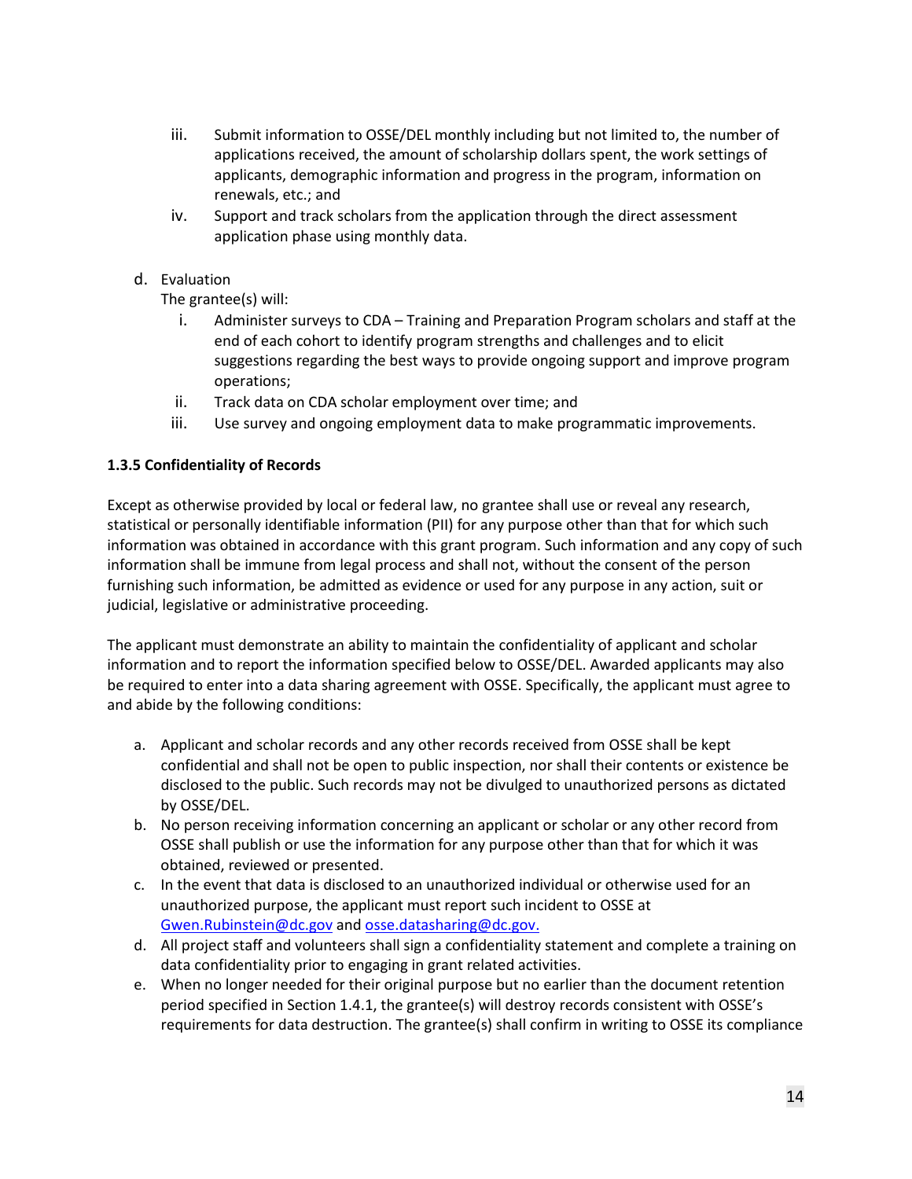iii. Submit information to OSSE/DEL monthly including but not limited to, the number of applications received, the amount of scholarship dollars spent, the work settings of applicants, demographic information and progress in the program, information on renewals, etc.; and

iv. Support and track scholars from the application through the direct assessment application phase using monthly data.

d. Evaluation

The grantee(s) will:

i. Administer surveys to CDA – Training and Preparation Program scholars and staff at the end of each cohort to identify program strengths and challenges and to elicit suggestions regarding the best ways to provide ongoing support and improve program operations;

ii. Track data on CDA scholar employment over time; and

iii. Use survey and ongoing employment data to make programmatic improvements.

**1.3.5 Confidentiality of Records**

Except as otherwise provided by local or federal law, no grantee shall use or reveal any research, statistical or personally identifiable information (PII) for any purpose other than that for which such information was obtained in accordance with this grant program. Such information and any copy of such information shall be immune from legal process and shall not, without the consent of the person furnishing such information, be admitted as evidence or used for any purpose in any action, suit or judicial, legislative or administrative proceeding.

The applicant must demonstrate an ability to maintain the confidentiality of applicant and scholar information and to report the information specified below to OSSE/DEL. Awarded applicants may also be required to enter into a data sharing agreement with OSSE. Specifically, the applicant must agree to and abide by the following conditions:

a. Applicant and scholar records and any other records received from OSSE shall be kept confidential and shall not be open to public inspection, nor shall their contents or existence be disclosed to the public. Such records may not be divulged to unauthorized persons as dictated by OSSE/DEL.

b. No person receiving information concerning an applicant or scholar or any other record from OSSE shall publish or use the information for any purpose other than that for which it was obtained, reviewed or presented.

c. In the event that data is disclosed to an unauthorized individual or otherwise used for an unauthorized purpose, the applicant must report such incident to OSSE at Gwen.Rubinstein@dc.gov and osse.datasharing@dc.gov.

d. All project staff and volunteers shall sign a confidentiality statement and complete a training on data confidentiality prior to engaging in grant related activities.

e. When no longer needed for their original purpose but no earlier than the document retention period specified in Section 1.4.1, the grantee(s) will destroy records consistent with OSSE's requirements for data destruction. The grantee(s) shall confirm in writing to OSSE its compliance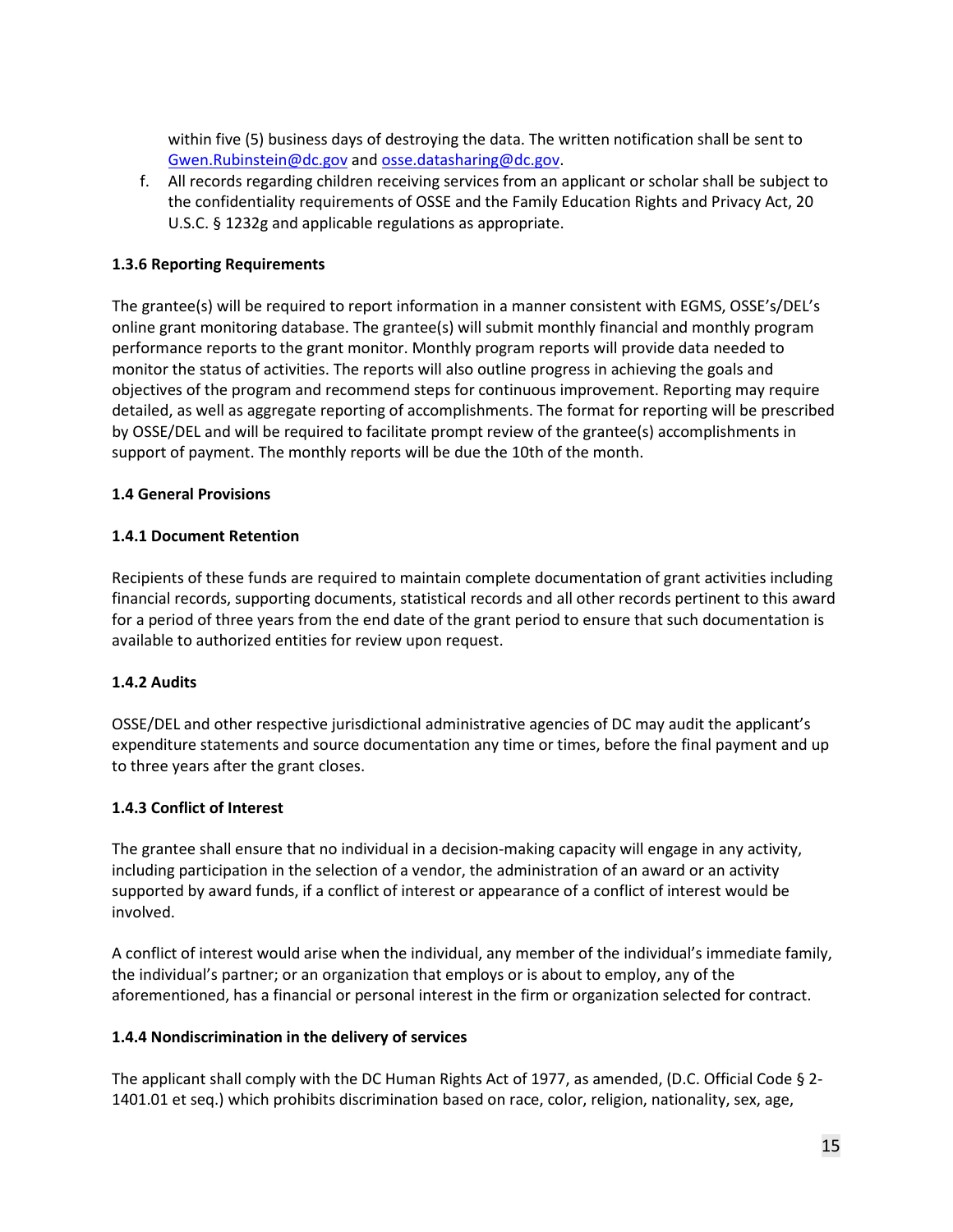within five (5) business days of destroying the data. The written notification shall be sent to Gwen.Rubinstein@dc.gov and osse.datasharing@dc.gov.

f. All records regarding children receiving services from an applicant or scholar shall be subject to the confidentiality requirements of OSSE and the Family Education Rights and Privacy Act, 20 U.S.C. § 1232g and applicable regulations as appropriate.

### 1.3.6 Reporting Requirements

The grantee(s) will be required to report information in a manner consistent with EGMS, OSSE's/DEL's online grant monitoring database. The grantee(s) will submit monthly financial and monthly program performance reports to the grant monitor. Monthly program reports will provide data needed to monitor the status of activities. The reports will also outline progress in achieving the goals and objectives of the program and recommend steps for continuous improvement. Reporting may require detailed, as well as aggregate reporting of accomplishments. The format for reporting will be prescribed by OSSE/DEL and will be required to facilitate prompt review of the grantee(s) accomplishments in support of payment. The monthly reports will be due the 10th of the month.

## 1.4 General Provisions

### 1.4.1 Document Retention

Recipients of these funds are required to maintain complete documentation of grant activities including financial records, supporting documents, statistical records and all other records pertinent to this award for a period of three years from the end date of the grant period to ensure that such documentation is available to authorized entities for review upon request.

### 1.4.2 Audits

OSSE/DEL and other respective jurisdictional administrative agencies of DC may audit the applicant's expenditure statements and source documentation any time or times, before the final payment and up to three years after the grant closes.

### 1.4.3 Conflict of Interest

The grantee shall ensure that no individual in a decision-making capacity will engage in any activity, including participation in the selection of a vendor, the administration of an award or an activity supported by award funds, if a conflict of interest or appearance of a conflict of interest would be involved.

A conflict of interest would arise when the individual, any member of the individual's immediate family, the individual's partner; or an organization that employs or is about to employ, any of the aforementioned, has a financial or personal interest in the firm or organization selected for contract.

### 1.4.4 Nondiscrimination in the delivery of services

The applicant shall comply with the DC Human Rights Act of 1977, as amended, (D.C. Official Code § 2-1401.01 et seq.) which prohibits discrimination based on race, color, religion, nationality, sex, age,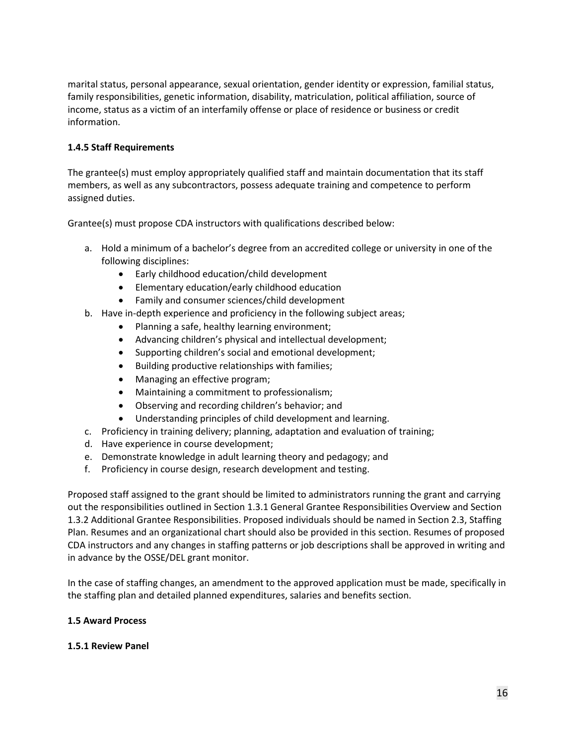marital status, personal appearance, sexual orientation, gender identity or expression, familial status, family responsibilities, genetic information, disability, matriculation, political affiliation, source of income, status as a victim of an interfamily offense or place of residence or business or credit information.

**1.4.5 Staff Requirements**

The grantee(s) must employ appropriately qualified staff and maintain documentation that its staff members, as well as any subcontractors, possess adequate training and competence to perform assigned duties.

Grantee(s) must propose CDA instructors with qualifications described below:

a. Hold a minimum of a bachelor's degree from an accredited college or university in one of the following disciplines:
    - Early childhood education/child development
    - Elementary education/early childhood education
    - Family and consumer sciences/child development
b. Have in-depth experience and proficiency in the following subject areas;
    - Planning a safe, healthy learning environment;
    - Advancing children's physical and intellectual development;
    - Supporting children's social and emotional development;
    - Building productive relationships with families;
    - Managing an effective program;
    - Maintaining a commitment to professionalism;
    - Observing and recording children's behavior; and
    - Understanding principles of child development and learning.
c. Proficiency in training delivery; planning, adaptation and evaluation of training;
d. Have experience in course development;
e. Demonstrate knowledge in adult learning theory and pedagogy; and
f. Proficiency in course design, research development and testing.

Proposed staff assigned to the grant should be limited to administrators running the grant and carrying out the responsibilities outlined in Section 1.3.1 General Grantee Responsibilities Overview and Section 1.3.2 Additional Grantee Responsibilities. Proposed individuals should be named in Section 2.3, Staffing Plan. Resumes and an organizational chart should also be provided in this section. Resumes of proposed CDA instructors and any changes in staffing patterns or job descriptions shall be approved in writing and in advance by the OSSE/DEL grant monitor.

In the case of staffing changes, an amendment to the approved application must be made, specifically in the staffing plan and detailed planned expenditures, salaries and benefits section.

**1.5 Award Process**

**1.5.1 Review Panel**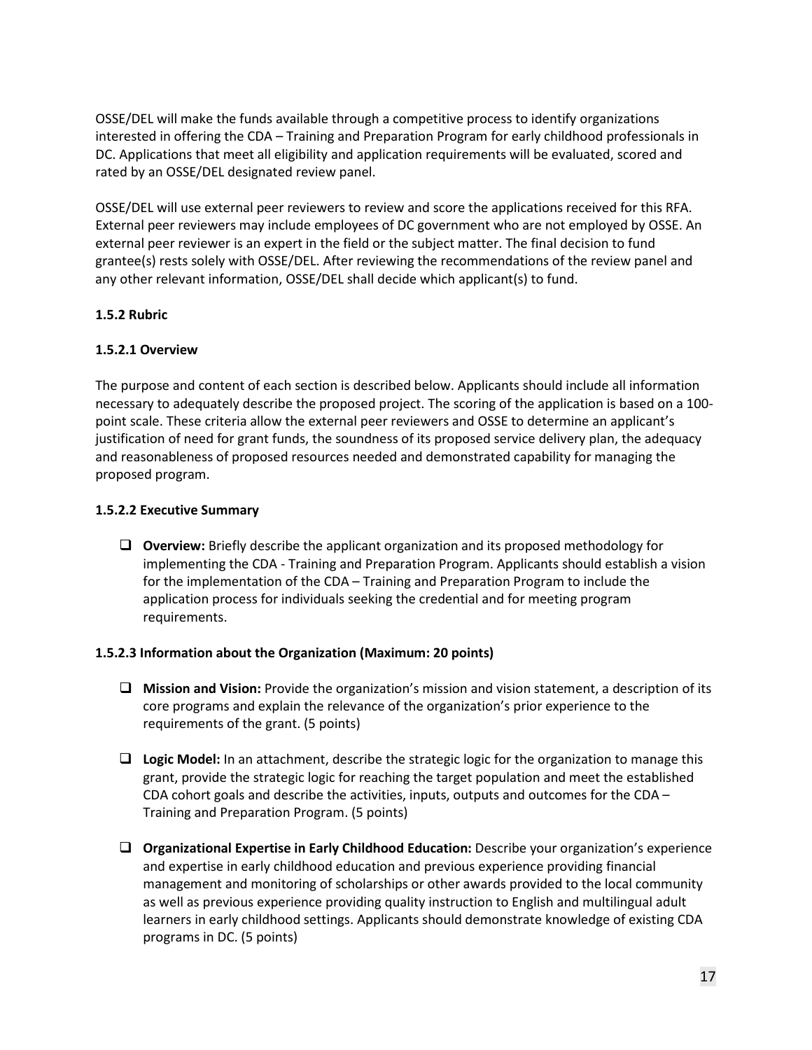OSSE/DEL will make the funds available through a competitive process to identify organizations interested in offering the CDA – Training and Preparation Program for early childhood professionals in DC. Applications that meet all eligibility and application requirements will be evaluated, scored and rated by an OSSE/DEL designated review panel.

OSSE/DEL will use external peer reviewers to review and score the applications received for this RFA. External peer reviewers may include employees of DC government who are not employed by OSSE. An external peer reviewer is an expert in the field or the subject matter. The final decision to fund grantee(s) rests solely with OSSE/DEL. After reviewing the recommendations of the review panel and any other relevant information, OSSE/DEL shall decide which applicant(s) to fund.

### 1.5.2 Rubric

#### 1.5.2.1 Overview

The purpose and content of each section is described below. Applicants should include all information necessary to adequately describe the proposed project. The scoring of the application is based on a 100-point scale. These criteria allow the external peer reviewers and OSSE to determine an applicant's justification of need for grant funds, the soundness of its proposed service delivery plan, the adequacy and reasonableness of proposed resources needed and demonstrated capability for managing the proposed program.

#### 1.5.2.2 Executive Summary

- ❑ **Overview:** Briefly describe the applicant organization and its proposed methodology for implementing the CDA - Training and Preparation Program. Applicants should establish a vision for the implementation of the CDA – Training and Preparation Program to include the application process for individuals seeking the credential and for meeting program requirements.

#### 1.5.2.3 Information about the Organization (Maximum: 20 points)

- ❑ **Mission and Vision:** Provide the organization's mission and vision statement, a description of its core programs and explain the relevance of the organization's prior experience to the requirements of the grant. (5 points)

- ❑ **Logic Model:** In an attachment, describe the strategic logic for the organization to manage this grant, provide the strategic logic for reaching the target population and meet the established CDA cohort goals and describe the activities, inputs, outputs and outcomes for the CDA – Training and Preparation Program. (5 points)

- ❑ **Organizational Expertise in Early Childhood Education:** Describe your organization's experience and expertise in early childhood education and previous experience providing financial management and monitoring of scholarships or other awards provided to the local community as well as previous experience providing quality instruction to English and multilingual adult learners in early childhood settings. Applicants should demonstrate knowledge of existing CDA programs in DC. (5 points)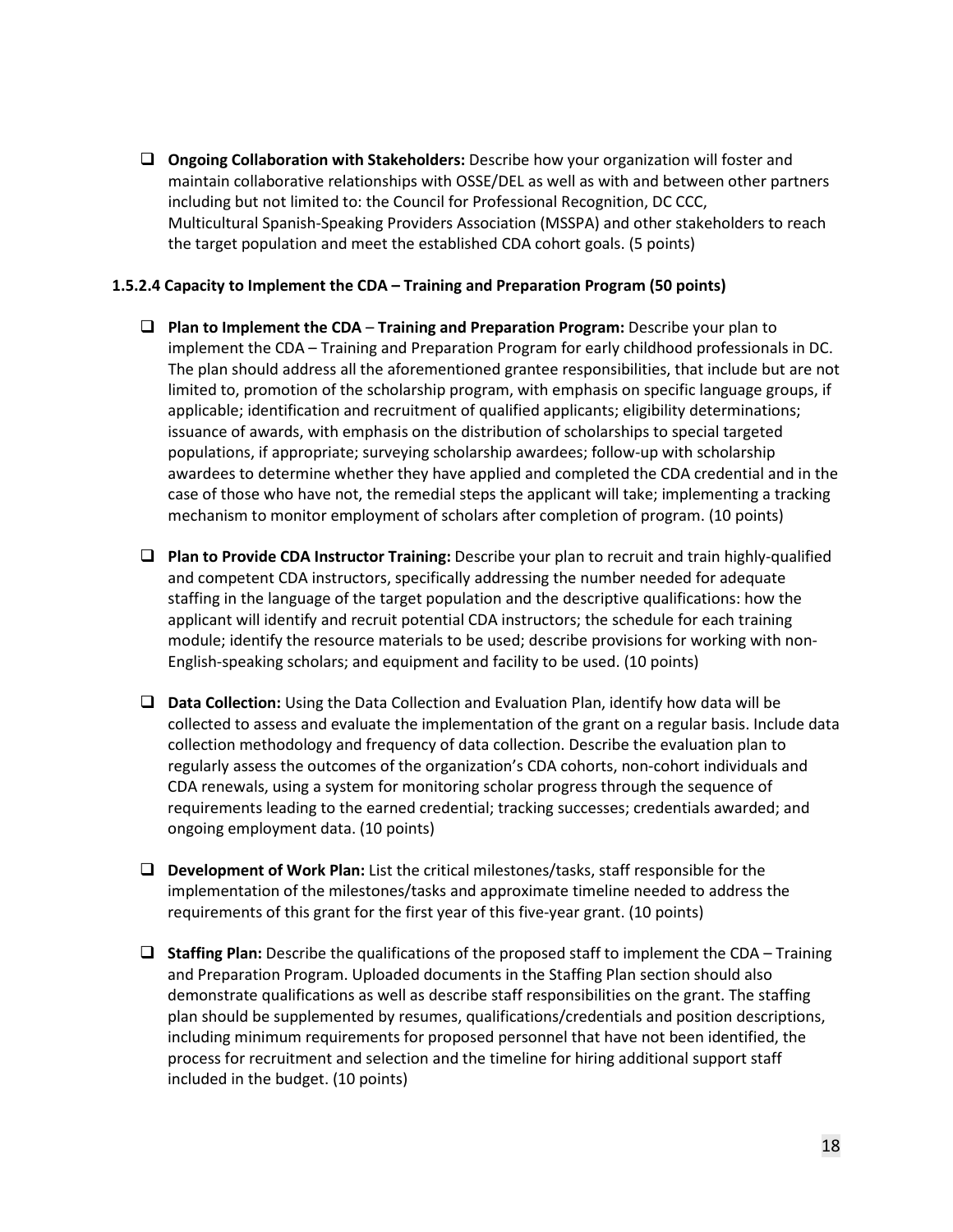- **Ongoing Collaboration with Stakeholders:** Describe how your organization will foster and maintain collaborative relationships with OSSE/DEL as well as with and between other partners including but not limited to: the Council for Professional Recognition, DC CCC, Multicultural Spanish-Speaking Providers Association (MSSPA) and other stakeholders to reach the target population and meet the established CDA cohort goals. (5 points)

#### 1.5.2.4 Capacity to Implement the CDA – Training and Preparation Program (50 points)

- **Plan to Implement the CDA – Training and Preparation Program:** Describe your plan to implement the CDA – Training and Preparation Program for early childhood professionals in DC. The plan should address all the aforementioned grantee responsibilities, that include but are not limited to, promotion of the scholarship program, with emphasis on specific language groups, if applicable; identification and recruitment of qualified applicants; eligibility determinations; issuance of awards, with emphasis on the distribution of scholarships to special targeted populations, if appropriate; surveying scholarship awardees; follow-up with scholarship awardees to determine whether they have applied and completed the CDA credential and in the case of those who have not, the remedial steps the applicant will take; implementing a tracking mechanism to monitor employment of scholars after completion of program. (10 points)

- **Plan to Provide CDA Instructor Training:** Describe your plan to recruit and train highly-qualified and competent CDA instructors, specifically addressing the number needed for adequate staffing in the language of the target population and the descriptive qualifications: how the applicant will identify and recruit potential CDA instructors; the schedule for each training module; identify the resource materials to be used; describe provisions for working with non-English-speaking scholars; and equipment and facility to be used. (10 points)

- **Data Collection:** Using the Data Collection and Evaluation Plan, identify how data will be collected to assess and evaluate the implementation of the grant on a regular basis. Include data collection methodology and frequency of data collection. Describe the evaluation plan to regularly assess the outcomes of the organization's CDA cohorts, non-cohort individuals and CDA renewals, using a system for monitoring scholar progress through the sequence of requirements leading to the earned credential; tracking successes; credentials awarded; and ongoing employment data. (10 points)

- **Development of Work Plan:** List the critical milestones/tasks, staff responsible for the implementation of the milestones/tasks and approximate timeline needed to address the requirements of this grant for the first year of this five-year grant. (10 points)

- **Staffing Plan:** Describe the qualifications of the proposed staff to implement the CDA – Training and Preparation Program. Uploaded documents in the Staffing Plan section should also demonstrate qualifications as well as describe staff responsibilities on the grant. The staffing plan should be supplemented by resumes, qualifications/credentials and position descriptions, including minimum requirements for proposed personnel that have not been identified, the process for recruitment and selection and the timeline for hiring additional support staff included in the budget. (10 points)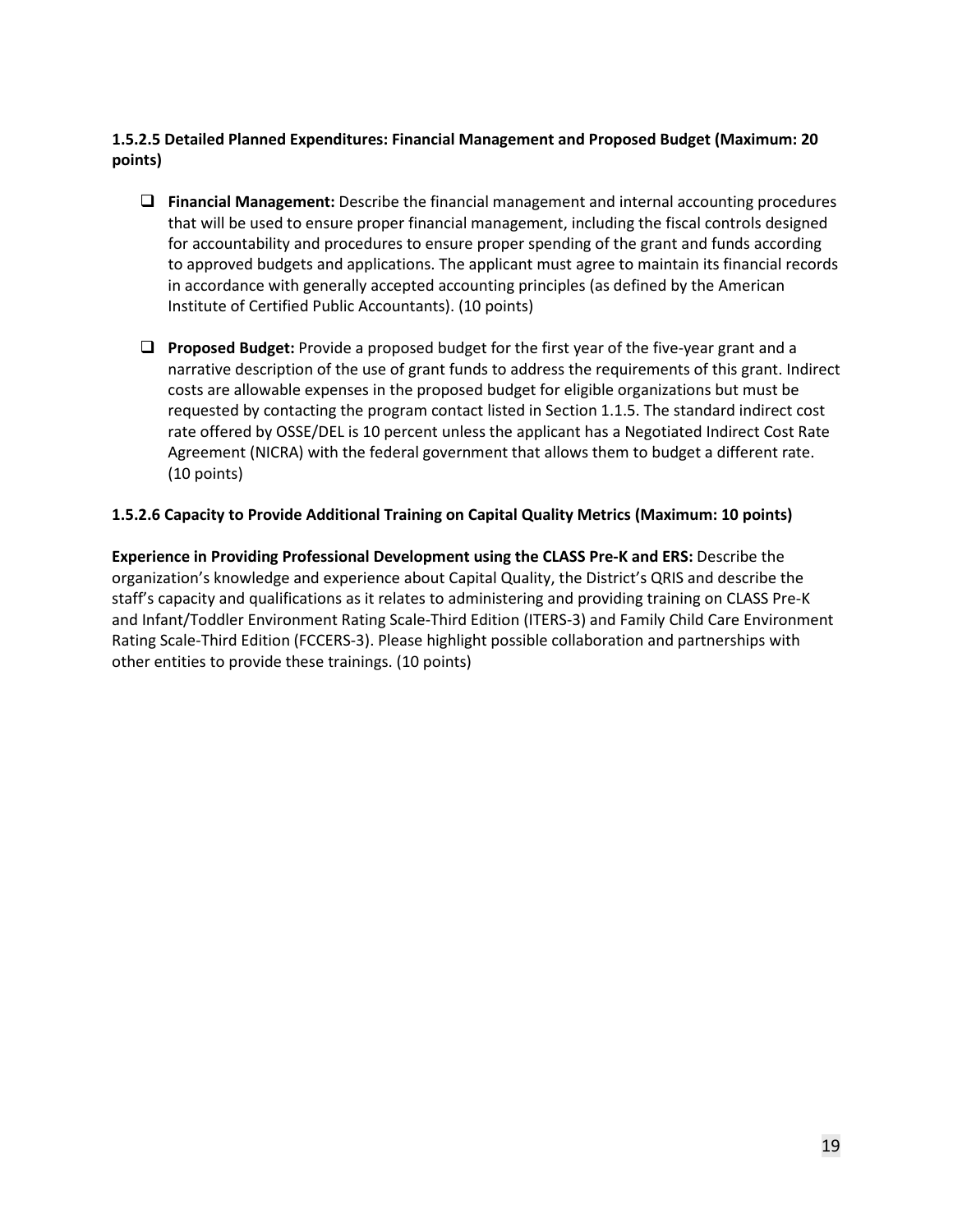#### 1.5.2.5 Detailed Planned Expenditures: Financial Management and Proposed Budget (Maximum: 20 points)

- ❑ **Financial Management:** Describe the financial management and internal accounting procedures that will be used to ensure proper financial management, including the fiscal controls designed for accountability and procedures to ensure proper spending of the grant and funds according to approved budgets and applications. The applicant must agree to maintain its financial records in accordance with generally accepted accounting principles (as defined by the American Institute of Certified Public Accountants). (10 points)

- ❑ **Proposed Budget:** Provide a proposed budget for the first year of the five-year grant and a narrative description of the use of grant funds to address the requirements of this grant. Indirect costs are allowable expenses in the proposed budget for eligible organizations but must be requested by contacting the program contact listed in Section 1.1.5. The standard indirect cost rate offered by OSSE/DEL is 10 percent unless the applicant has a Negotiated Indirect Cost Rate Agreement (NICRA) with the federal government that allows them to budget a different rate. (10 points)

#### 1.5.2.6 Capacity to Provide Additional Training on Capital Quality Metrics (Maximum: 10 points)

**Experience in Providing Professional Development using the CLASS Pre-K and ERS:** Describe the organization's knowledge and experience about Capital Quality, the District's QRIS and describe the staff's capacity and qualifications as it relates to administering and providing training on CLASS Pre-K and Infant/Toddler Environment Rating Scale-Third Edition (ITERS-3) and Family Child Care Environment Rating Scale-Third Edition (FCCERS-3). Please highlight possible collaboration and partnerships with other entities to provide these trainings. (10 points)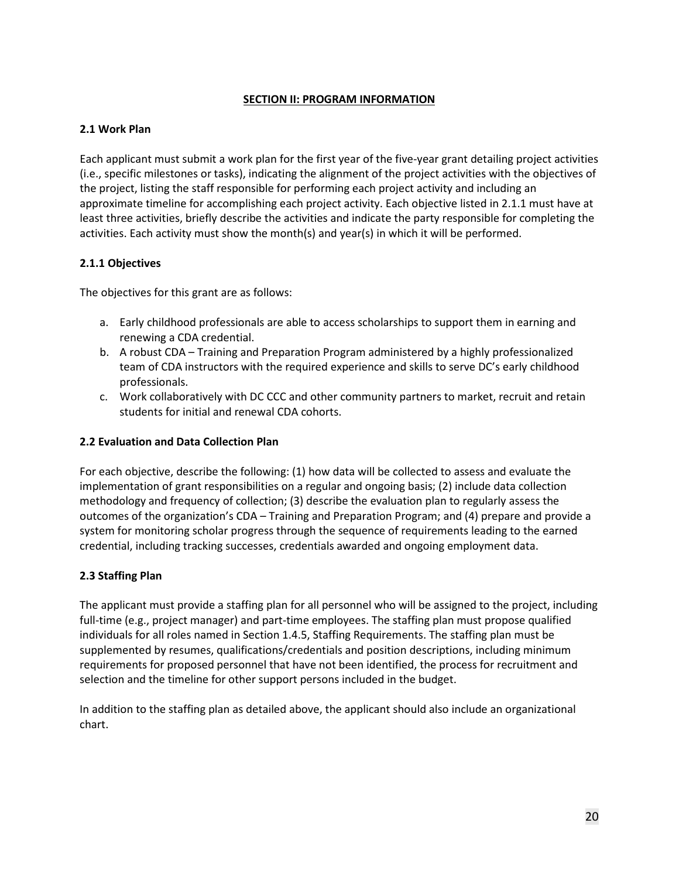## SECTION II: PROGRAM INFORMATION

### 2.1 Work Plan

Each applicant must submit a work plan for the first year of the five-year grant detailing project activities (i.e., specific milestones or tasks), indicating the alignment of the project activities with the objectives of the project, listing the staff responsible for performing each project activity and including an approximate timeline for accomplishing each project activity. Each objective listed in 2.1.1 must have at least three activities, briefly describe the activities and indicate the party responsible for completing the activities. Each activity must show the month(s) and year(s) in which it will be performed.

#### 2.1.1 Objectives

The objectives for this grant are as follows:

a. Early childhood professionals are able to access scholarships to support them in earning and renewing a CDA credential.
b. A robust CDA – Training and Preparation Program administered by a highly professionalized team of CDA instructors with the required experience and skills to serve DC's early childhood professionals.
c. Work collaboratively with DC CCC and other community partners to market, recruit and retain students for initial and renewal CDA cohorts.

### 2.2 Evaluation and Data Collection Plan

For each objective, describe the following: (1) how data will be collected to assess and evaluate the implementation of grant responsibilities on a regular and ongoing basis; (2) include data collection methodology and frequency of collection; (3) describe the evaluation plan to regularly assess the outcomes of the organization's CDA – Training and Preparation Program; and (4) prepare and provide a system for monitoring scholar progress through the sequence of requirements leading to the earned credential, including tracking successes, credentials awarded and ongoing employment data.

### 2.3 Staffing Plan

The applicant must provide a staffing plan for all personnel who will be assigned to the project, including full-time (e.g., project manager) and part-time employees. The staffing plan must propose qualified individuals for all roles named in Section 1.4.5, Staffing Requirements. The staffing plan must be supplemented by resumes, qualifications/credentials and position descriptions, including minimum requirements for proposed personnel that have not been identified, the process for recruitment and selection and the timeline for other support persons included in the budget.

In addition to the staffing plan as detailed above, the applicant should also include an organizational chart.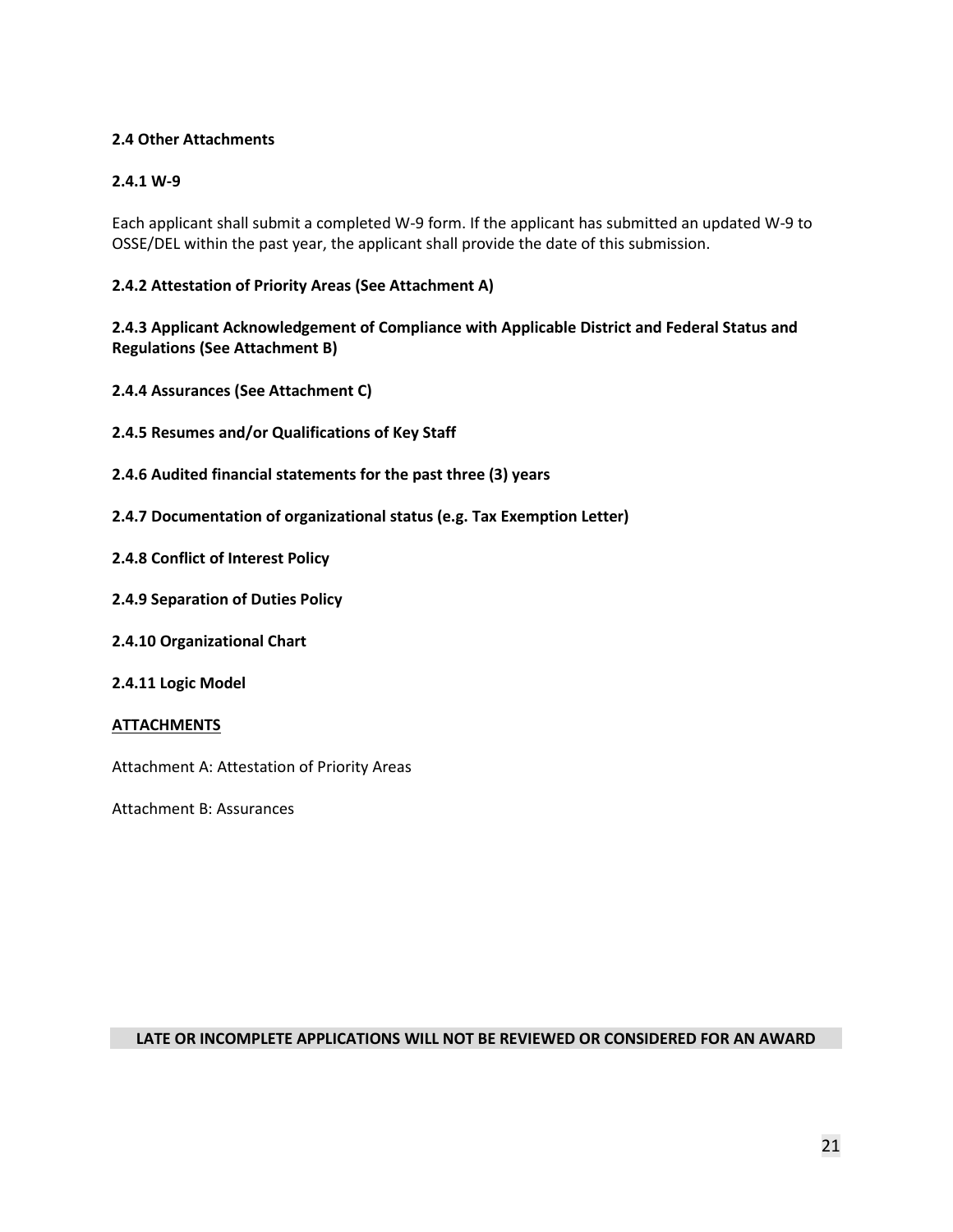**2.4 Other Attachments**

**2.4.1 W-9**

Each applicant shall submit a completed W-9 form. If the applicant has submitted an updated W-9 to OSSE/DEL within the past year, the applicant shall provide the date of this submission.

**2.4.2 Attestation of Priority Areas (See Attachment A)**

**2.4.3 Applicant Acknowledgement of Compliance with Applicable District and Federal Status and Regulations (See Attachment B)**

**2.4.4 Assurances (See Attachment C)**

**2.4.5 Resumes and/or Qualifications of Key Staff**

**2.4.6 Audited financial statements for the past three (3) years**

**2.4.7 Documentation of organizational status (e.g. Tax Exemption Letter)**

**2.4.8 Conflict of Interest Policy**

**2.4.9 Separation of Duties Policy**

**2.4.10 Organizational Chart**

**2.4.11 Logic Model**

**ATTACHMENTS**

Attachment A: Attestation of Priority Areas

Attachment B: Assurances

**LATE OR INCOMPLETE APPLICATIONS WILL NOT BE REVIEWED OR CONSIDERED FOR AN AWARD**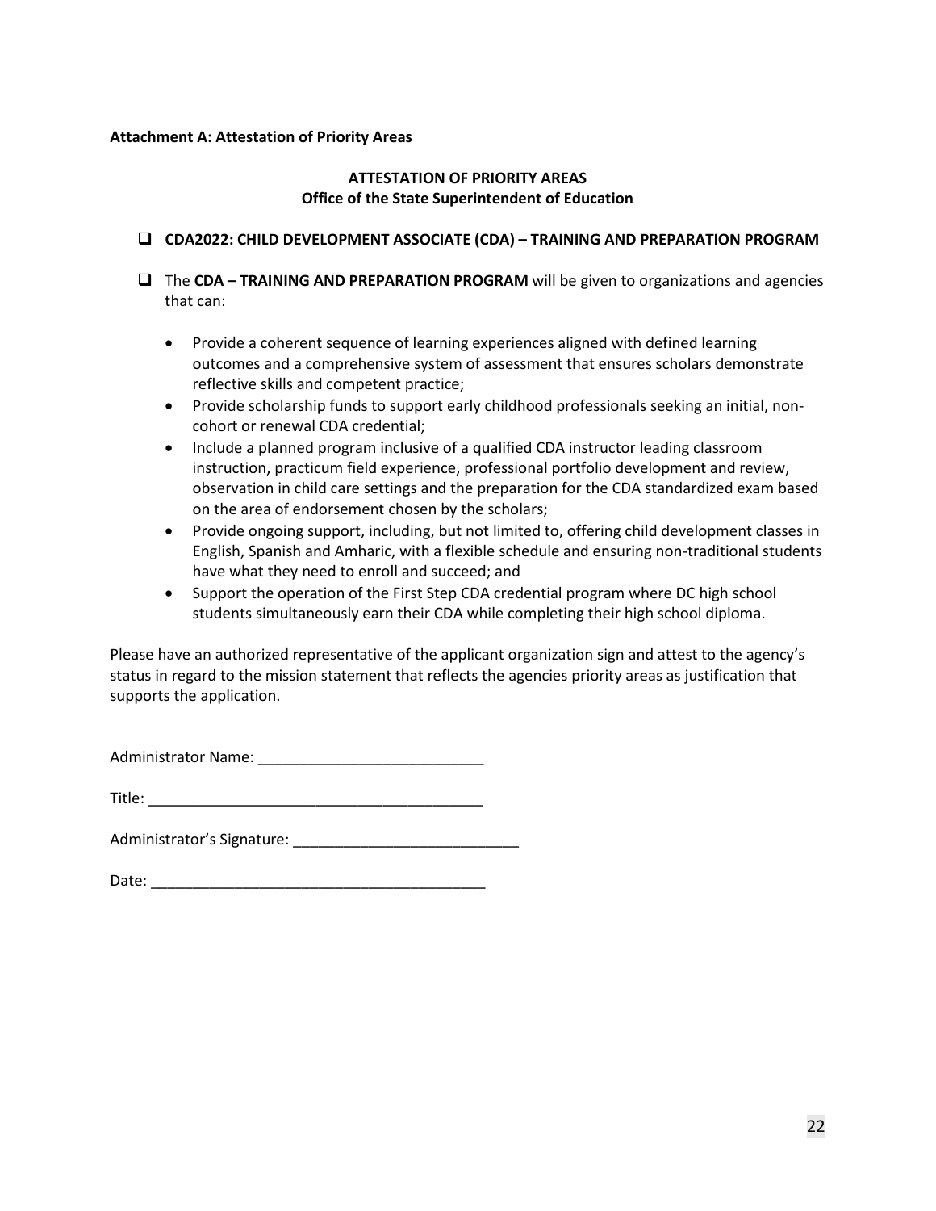**Attachment A: Attestation of Priority Areas**

**ATTESTATION OF PRIORITY AREAS**
**Office of the State Superintendent of Education**

- ❑ **CDA2022: CHILD DEVELOPMENT ASSOCIATE (CDA) – TRAINING AND PREPARATION PROGRAM**

- ❑ The **CDA – TRAINING AND PREPARATION PROGRAM** will be given to organizations and agencies that can:

  - Provide a coherent sequence of learning experiences aligned with defined learning outcomes and a comprehensive system of assessment that ensures scholars demonstrate reflective skills and competent practice;
  - Provide scholarship funds to support early childhood professionals seeking an initial, non-cohort or renewal CDA credential;
  - Include a planned program inclusive of a qualified CDA instructor leading classroom instruction, practicum field experience, professional portfolio development and review, observation in child care settings and the preparation for the CDA standardized exam based on the area of endorsement chosen by the scholars;
  - Provide ongoing support, including, but not limited to, offering child development classes in English, Spanish and Amharic, with a flexible schedule and ensuring non-traditional students have what they need to enroll and succeed; and
  - Support the operation of the First Step CDA credential program where DC high school students simultaneously earn their CDA while completing their high school diploma.

Please have an authorized representative of the applicant organization sign and attest to the agency's status in regard to the mission statement that reflects the agencies priority areas as justification that supports the application.

Administrator Name: ___________________________

Title: ________________________________________

Administrator's Signature: ___________________________

Date: ________________________________________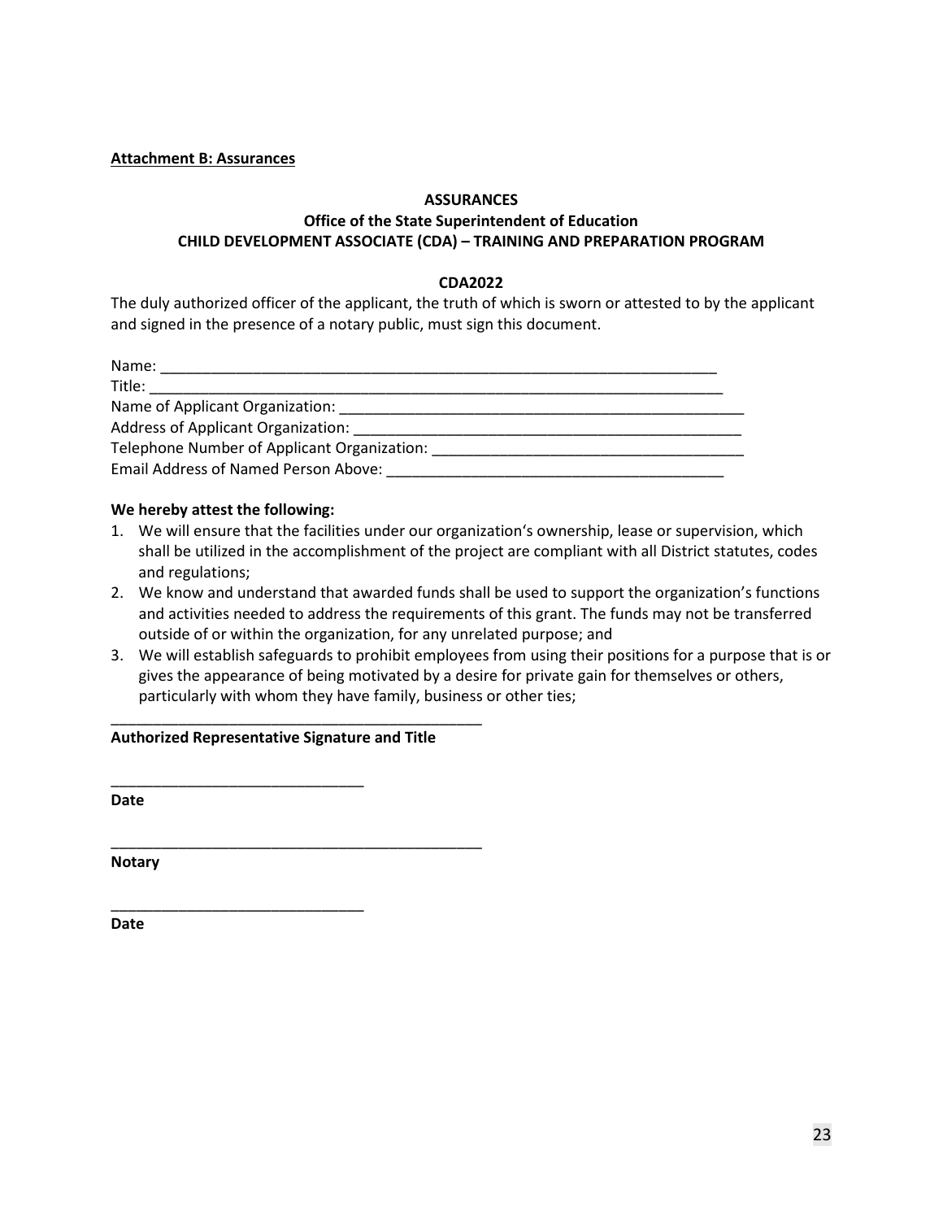**Attachment B: Assurances**

**ASSURANCES**
**Office of the State Superintendent of Education**
**CHILD DEVELOPMENT ASSOCIATE (CDA) – TRAINING AND PREPARATION PROGRAM**

**CDA2022**

The duly authorized officer of the applicant, the truth of which is sworn or attested to by the applicant and signed in the presence of a notary public, must sign this document.

Name: ______________________________________________________________________
Title: _______________________________________________________________________
Name of Applicant Organization: ___________________________________________________
Address of Applicant Organization: _________________________________________________
Telephone Number of Applicant Organization: _________________________________________
Email Address of Named Person Above: _____________________________________________

**We hereby attest the following:**

1. We will ensure that the facilities under our organization's ownership, lease or supervision, which shall be utilized in the accomplishment of the project are compliant with all District statutes, codes and regulations;
2. We know and understand that awarded funds shall be used to support the organization's functions and activities needed to address the requirements of this grant. The funds may not be transferred outside of or within the organization, for any unrelated purpose; and
3. We will establish safeguards to prohibit employees from using their positions for a purpose that is or gives the appearance of being motivated by a desire for private gain for themselves or others, particularly with whom they have family, business or other ties;

_______________________________________________
**Authorized Representative Signature and Title**

________________________________
**Date**

_______________________________________________
**Notary**

________________________________
**Date**